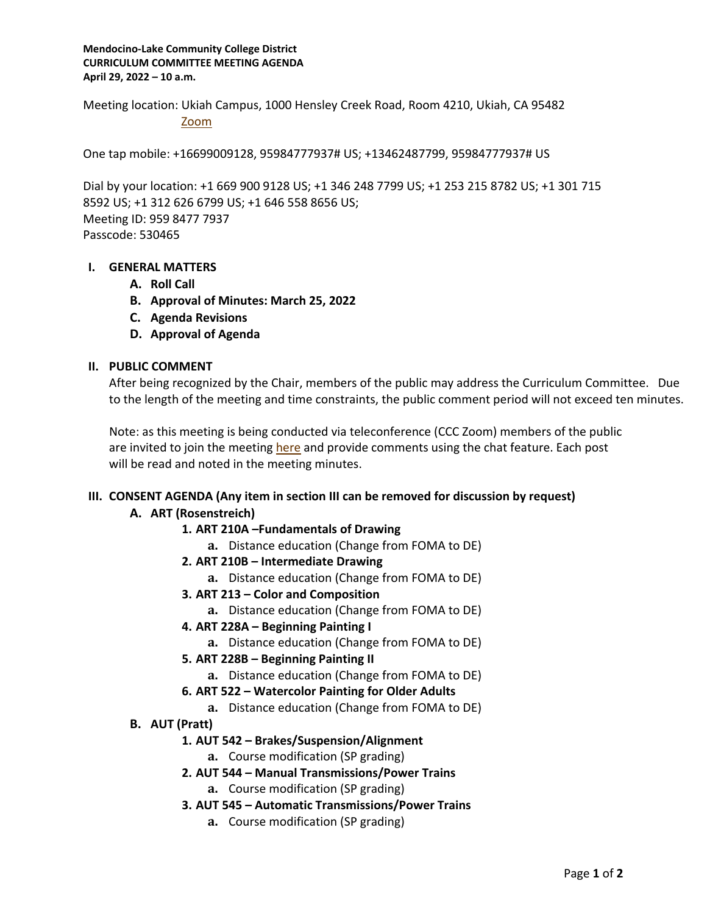**Mendocino-Lake Community College District**
**CURRICULUM COMMITTEE MEETING AGENDA**
**April 29, 2022 – 10 a.m.**

Meeting location: Ukiah Campus, 1000 Hensley Creek Road, Room 4210, Ukiah, CA 95482
Zoom

One tap mobile: +16699009128, 95984777937# US; +13462487799, 95984777937# US

Dial by your location: +1 669 900 9128 US; +1 346 248 7799 US; +1 253 215 8782 US; +1 301 715 8592 US; +1 312 626 6799 US; +1 646 558 8656 US;
Meeting ID: 959 8477 7937
Passcode: 530465

## I. GENERAL MATTERS

- **A. Roll Call**
- **B. Approval of Minutes: March 25, 2022**
- **C. Agenda Revisions**
- **D. Approval of Agenda**

## II. PUBLIC COMMENT

After being recognized by the Chair, members of the public may address the Curriculum Committee. Due to the length of the meeting and time constraints, the public comment period will not exceed ten minutes.

Note: as this meeting is being conducted via teleconference (CCC Zoom) members of the public are invited to join the meeting here and provide comments using the chat feature. Each post will be read and noted in the meeting minutes.

## III. CONSENT AGENDA (Any item in section III can be removed for discussion by request)

- **A. ART (Rosenstreich)**
  1. **ART 210A –Fundamentals of Drawing**
     - **a.** Distance education (Change from FOMA to DE)
  2. **ART 210B – Intermediate Drawing**
     - **a.** Distance education (Change from FOMA to DE)
  3. **ART 213 – Color and Composition**
     - **a.** Distance education (Change from FOMA to DE)
  4. **ART 228A – Beginning Painting I**
     - **a.** Distance education (Change from FOMA to DE)
  5. **ART 228B – Beginning Painting II**
     - **a.** Distance education (Change from FOMA to DE)
  6. **ART 522 – Watercolor Painting for Older Adults**
     - **a.** Distance education (Change from FOMA to DE)
- **B. AUT (Pratt)**
  1. **AUT 542 – Brakes/Suspension/Alignment**
     - **a.** Course modification (SP grading)
  2. **AUT 544 – Manual Transmissions/Power Trains**
     - **a.** Course modification (SP grading)
  3. **AUT 545 – Automatic Transmissions/Power Trains**
     - **a.** Course modification (SP grading)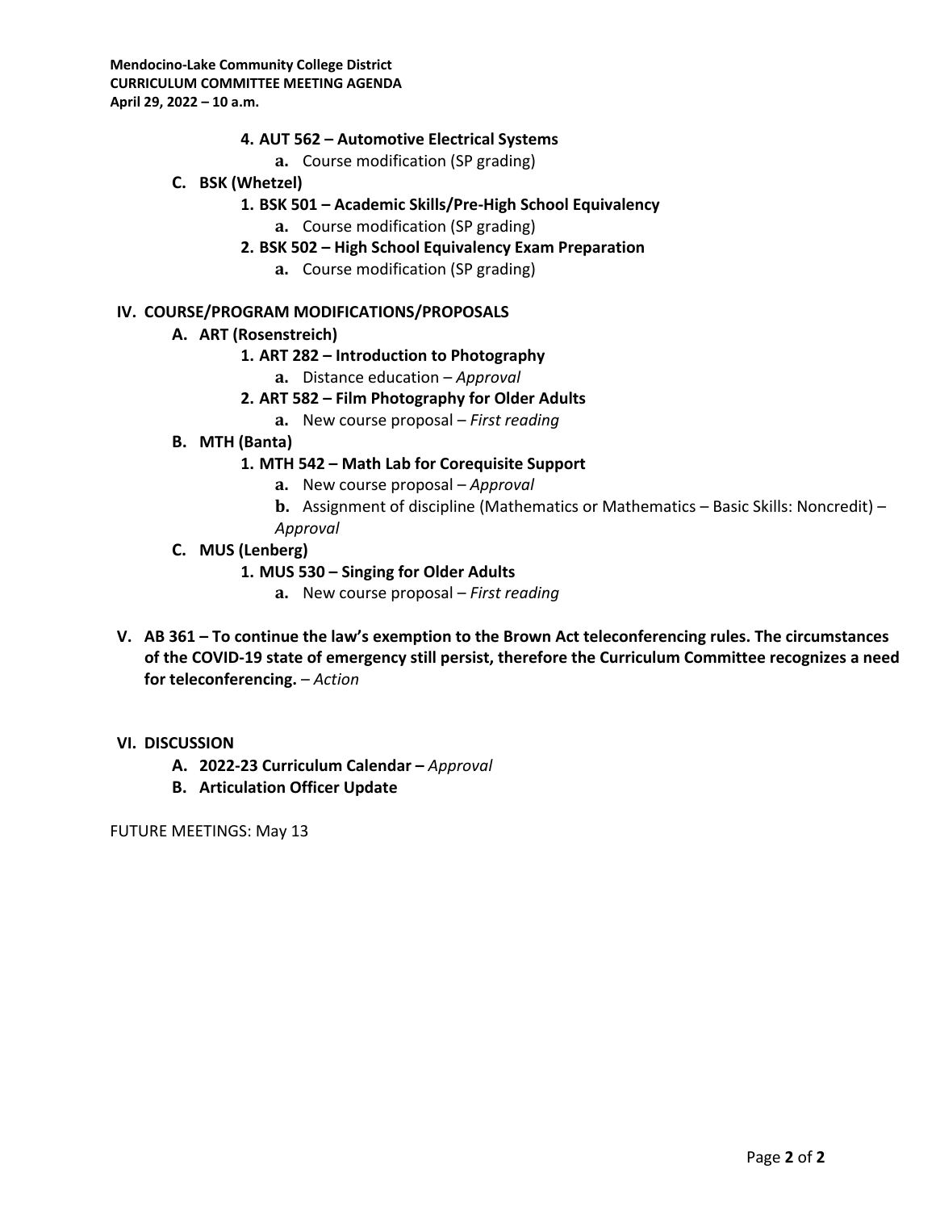4. **AUT 562 – Automotive Electrical Systems**
    a. Course modification (SP grading)

**C. BSK (Whetzel)**

1. **BSK 501 – Academic Skills/Pre-High School Equivalency**
    a. Course modification (SP grading)
2. **BSK 502 – High School Equivalency Exam Preparation**
    a. Course modification (SP grading)

## IV. COURSE/PROGRAM MODIFICATIONS/PROPOSALS

**A. ART (Rosenstreich)**

1. **ART 282 – Introduction to Photography**
    a. Distance education – *Approval*
2. **ART 582 – Film Photography for Older Adults**
    a. New course proposal – *First reading*

**B. MTH (Banta)**

1. **MTH 542 – Math Lab for Corequisite Support**
    a. New course proposal – *Approval*
    b. Assignment of discipline (Mathematics or Mathematics – Basic Skills: Noncredit) – *Approval*

**C. MUS (Lenberg)**

1. **MUS 530 – Singing for Older Adults**
    a. New course proposal – *First reading*

## V. AB 361 – To continue the law's exemption to the Brown Act teleconferencing rules. The circumstances of the COVID-19 state of emergency still persist, therefore the Curriculum Committee recognizes a need for teleconferencing. – *Action*

## VI. DISCUSSION

**A. 2022-23 Curriculum Calendar –** *Approval*

**B. Articulation Officer Update**

FUTURE MEETINGS: May 13